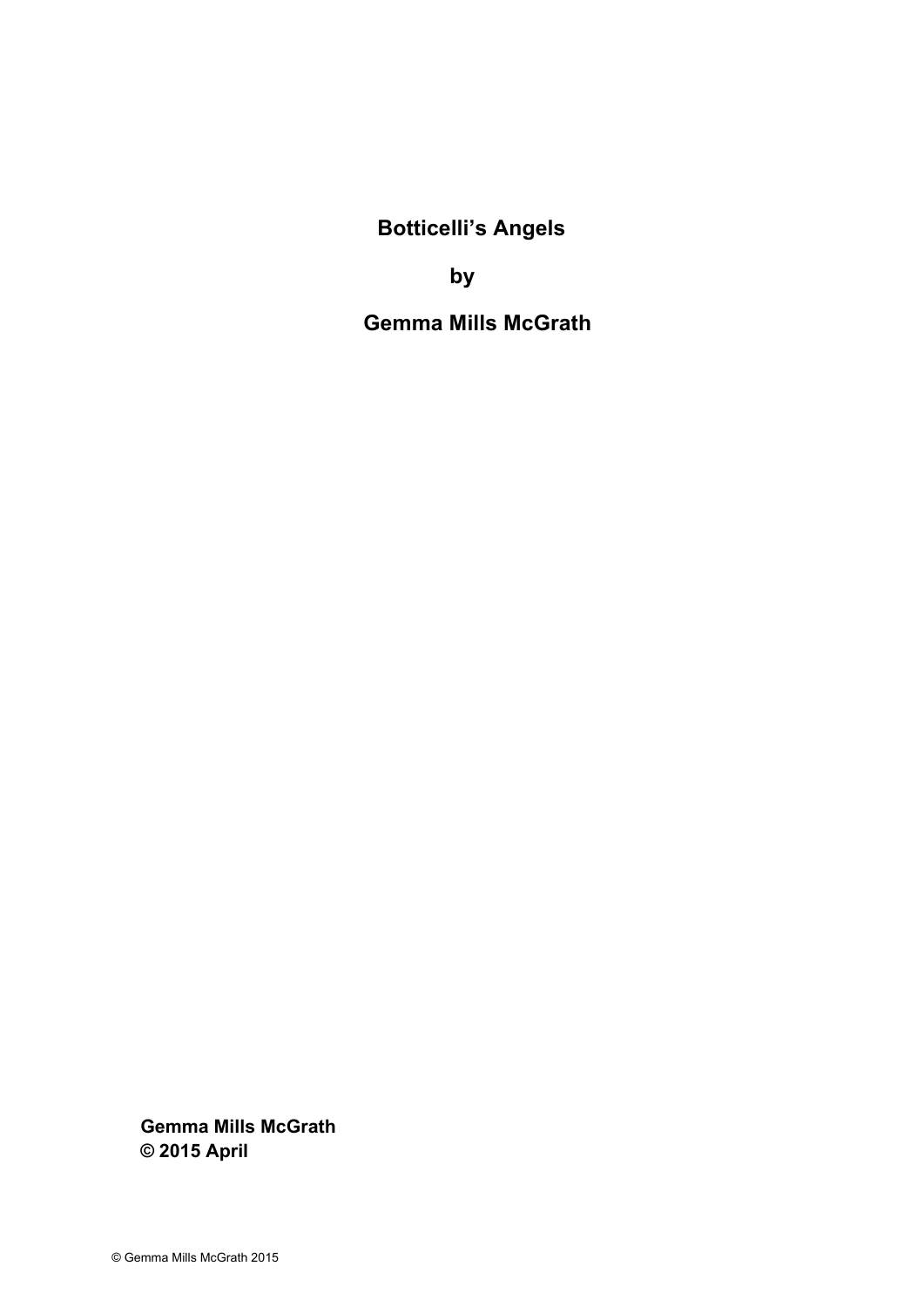# Botticelli's Angels

**by**

**Gemma Mills McGrath**

**Gemma Mills McGrath**
**© 2015 April**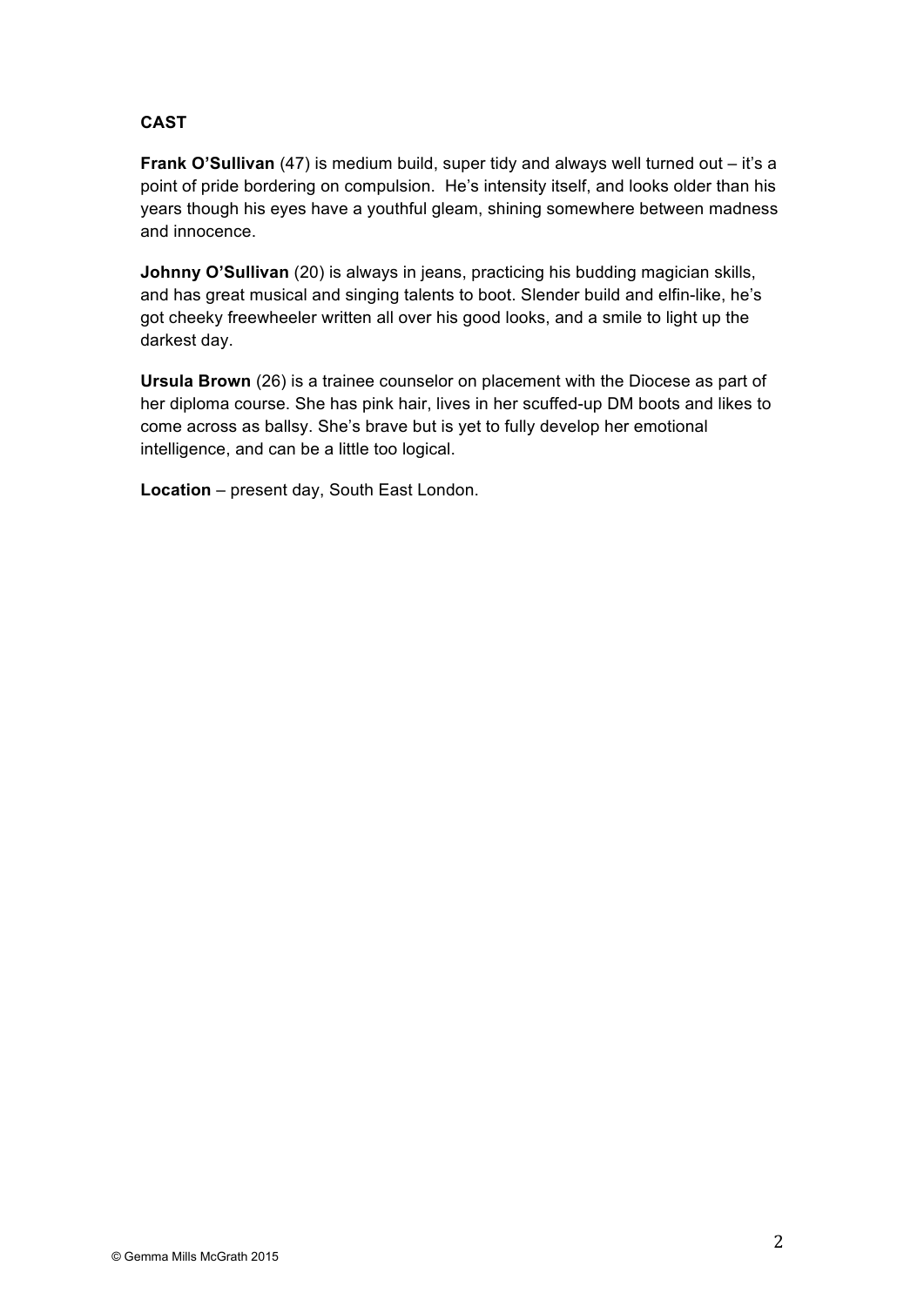**CAST**

**Frank O'Sullivan** (47) is medium build, super tidy and always well turned out – it's a point of pride bordering on compulsion. He's intensity itself, and looks older than his years though his eyes have a youthful gleam, shining somewhere between madness and innocence.

**Johnny O'Sullivan** (20) is always in jeans, practicing his budding magician skills, and has great musical and singing talents to boot. Slender build and elfin-like, he's got cheeky freewheeler written all over his good looks, and a smile to light up the darkest day.

**Ursula Brown** (26) is a trainee counselor on placement with the Diocese as part of her diploma course. She has pink hair, lives in her scuffed-up DM boots and likes to come across as ballsy. She's brave but is yet to fully develop her emotional intelligence, and can be a little too logical.

**Location** – present day, South East London.

© Gemma Mills McGrath 2015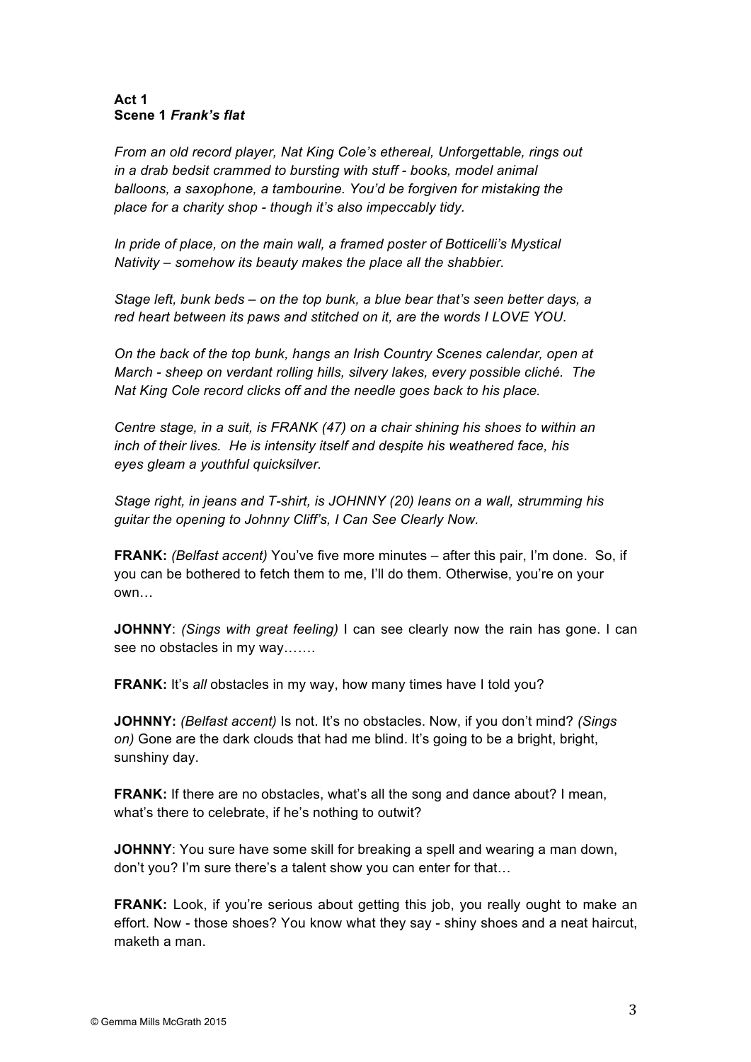**Act 1**
**Scene 1 *Frank's flat***

*From an old record player, Nat King Cole's ethereal, Unforgettable, rings out in a drab bedsit crammed to bursting with stuff - books, model animal balloons, a saxophone, a tambourine. You'd be forgiven for mistaking the place for a charity shop - though it's also impeccably tidy.*

*In pride of place, on the main wall, a framed poster of Botticelli's Mystical Nativity – somehow its beauty makes the place all the shabbier.*

*Stage left, bunk beds – on the top bunk, a blue bear that's seen better days, a red heart between its paws and stitched on it, are the words I LOVE YOU.*

*On the back of the top bunk, hangs an Irish Country Scenes calendar, open at March - sheep on verdant rolling hills, silvery lakes, every possible cliché. The Nat King Cole record clicks off and the needle goes back to his place.*

*Centre stage, in a suit, is FRANK (47) on a chair shining his shoes to within an inch of their lives. He is intensity itself and despite his weathered face, his eyes gleam a youthful quicksilver.*

*Stage right, in jeans and T-shirt, is JOHNNY (20) leans on a wall, strumming his guitar the opening to Johnny Cliff's, I Can See Clearly Now.*

**FRANK:** *(Belfast accent)* You've five more minutes – after this pair, I'm done. So, if you can be bothered to fetch them to me, I'll do them. Otherwise, you're on your own…

**JOHNNY**: *(Sings with great feeling)* I can see clearly now the rain has gone. I can see no obstacles in my way…….

**FRANK:** It's *all* obstacles in my way, how many times have I told you?

**JOHNNY:** *(Belfast accent)* Is not. It's no obstacles. Now, if you don't mind? *(Sings on)* Gone are the dark clouds that had me blind. It's going to be a bright, bright, sunshiny day.

**FRANK:** If there are no obstacles, what's all the song and dance about? I mean, what's there to celebrate, if he's nothing to outwit?

**JOHNNY**: You sure have some skill for breaking a spell and wearing a man down, don't you? I'm sure there's a talent show you can enter for that…

**FRANK:** Look, if you're serious about getting this job, you really ought to make an effort. Now - those shoes? You know what they say - shiny shoes and a neat haircut, maketh a man.

© Gemma Mills McGrath 2015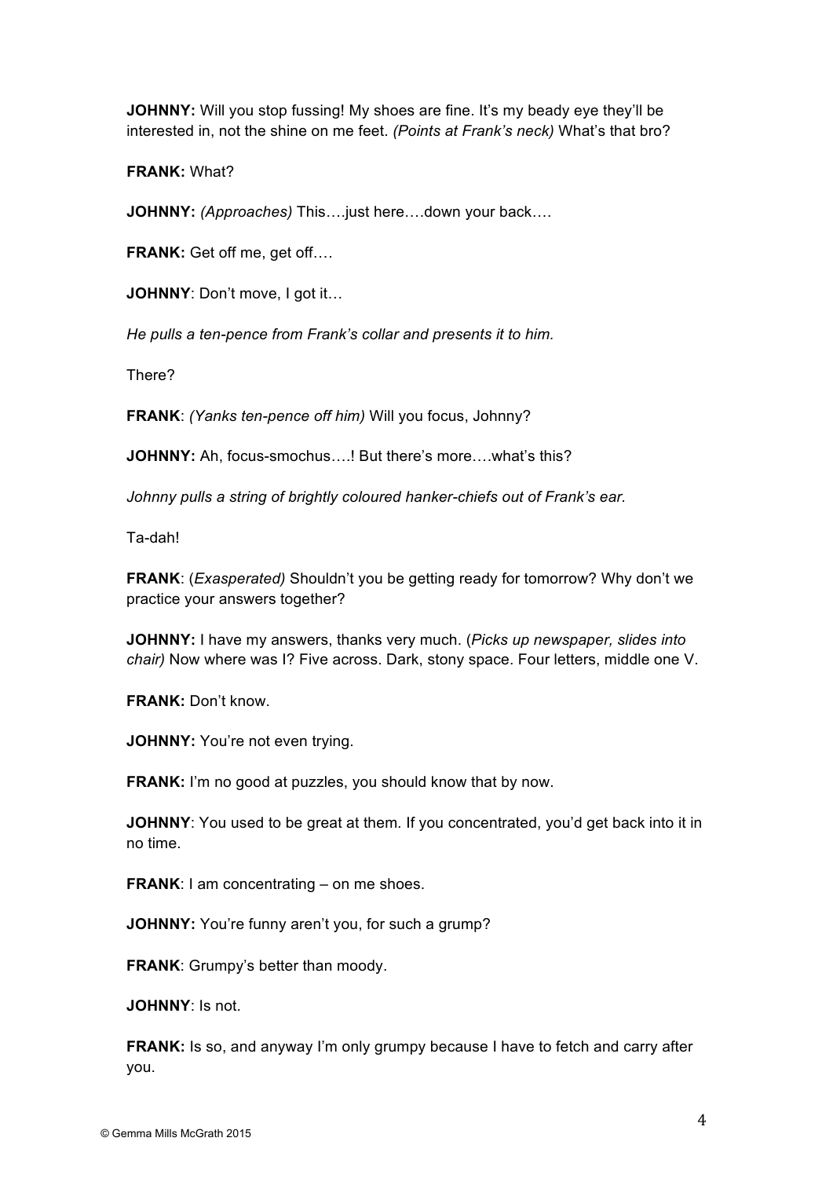**JOHNNY:** Will you stop fussing! My shoes are fine. It's my beady eye they'll be interested in, not the shine on me feet. *(Points at Frank's neck)* What's that bro?

**FRANK:** What?

**JOHNNY:** *(Approaches)* This….just here….down your back….

**FRANK:** Get off me, get off….

**JOHNNY**: Don't move, I got it…

*He pulls a ten-pence from Frank's collar and presents it to him.*

There?

**FRANK**: *(Yanks ten-pence off him)* Will you focus, Johnny?

**JOHNNY:** Ah, focus-smochus….! But there's more….what's this?

*Johnny pulls a string of brightly coloured hanker-chiefs out of Frank's ear.*

Ta-dah!

**FRANK**: (*Exasperated)* Shouldn't you be getting ready for tomorrow? Why don't we practice your answers together?

**JOHNNY:** I have my answers, thanks very much. (*Picks up newspaper, slides into chair)* Now where was I? Five across. Dark, stony space. Four letters, middle one V.

**FRANK:** Don't know.

**JOHNNY:** You're not even trying.

**FRANK:** I'm no good at puzzles, you should know that by now.

**JOHNNY**: You used to be great at them. If you concentrated, you'd get back into it in no time.

**FRANK**: I am concentrating – on me shoes.

**JOHNNY:** You're funny aren't you, for such a grump?

**FRANK**: Grumpy's better than moody.

**JOHNNY**: Is not.

**FRANK:** Is so, and anyway I'm only grumpy because I have to fetch and carry after you.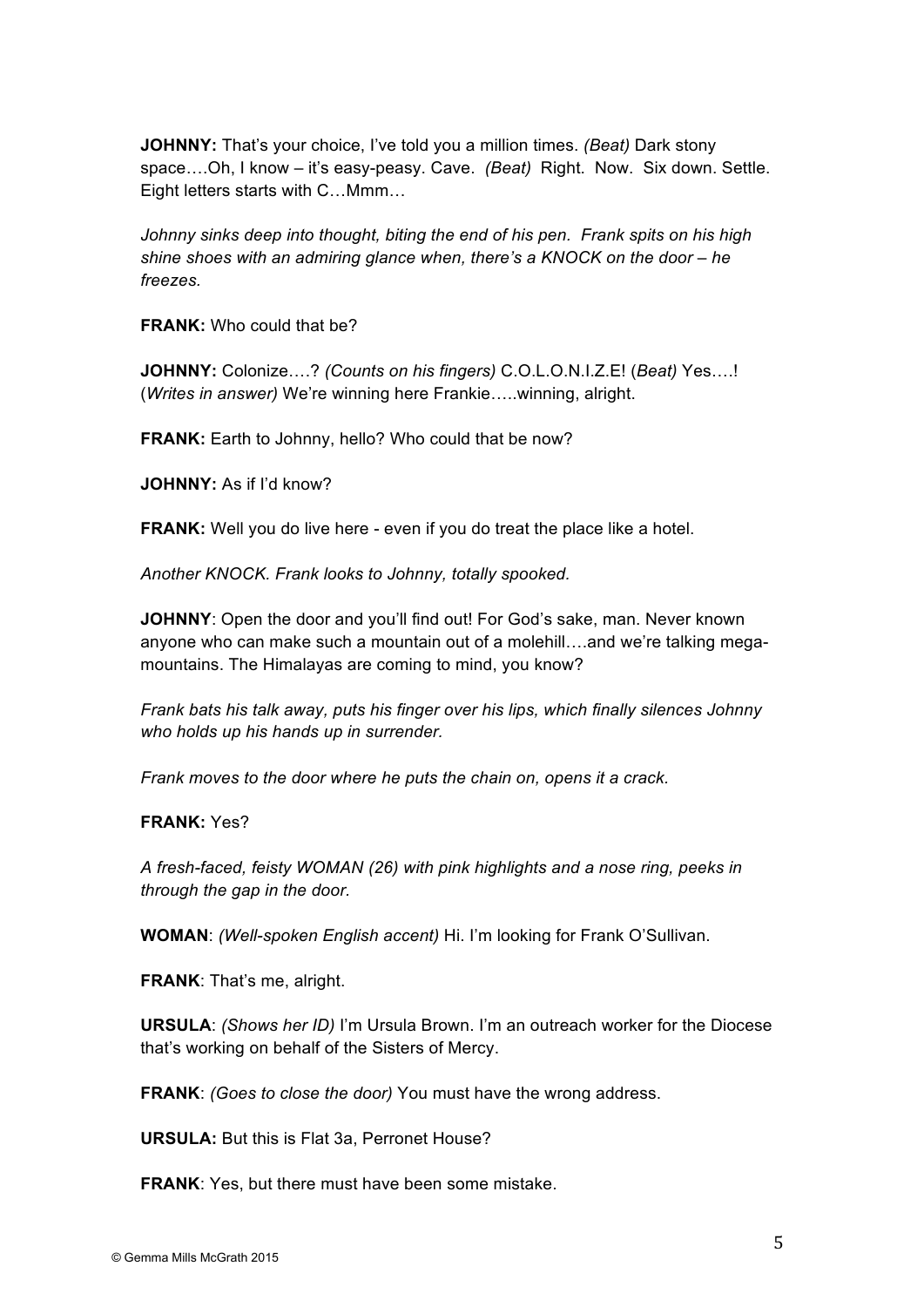**JOHNNY:** That's your choice, I've told you a million times. *(Beat)* Dark stony space….Oh, I know – it's easy-peasy. Cave. *(Beat)* Right. Now. Six down. Settle. Eight letters starts with C…Mmm…

*Johnny sinks deep into thought, biting the end of his pen. Frank spits on his high shine shoes with an admiring glance when, there's a KNOCK on the door – he freezes.*

**FRANK:** Who could that be?

**JOHNNY:** Colonize….? *(Counts on his fingers)* C.O.L.O.N.I.Z.E! (*Beat)* Yes….! (*Writes in answer)* We're winning here Frankie…..winning, alright.

**FRANK:** Earth to Johnny, hello? Who could that be now?

**JOHNNY:** As if I'd know?

**FRANK:** Well you do live here - even if you do treat the place like a hotel.

*Another KNOCK. Frank looks to Johnny, totally spooked.*

**JOHNNY**: Open the door and you'll find out! For God's sake, man. Never known anyone who can make such a mountain out of a molehill….and we're talking mega-mountains. The Himalayas are coming to mind, you know?

*Frank bats his talk away, puts his finger over his lips, which finally silences Johnny who holds up his hands up in surrender.*

*Frank moves to the door where he puts the chain on, opens it a crack.*

**FRANK:** Yes?

*A fresh-faced, feisty WOMAN (26) with pink highlights and a nose ring, peeks in through the gap in the door.*

**WOMAN**: *(Well-spoken English accent)* Hi. I'm looking for Frank O'Sullivan.

**FRANK**: That's me, alright.

**URSULA**: *(Shows her ID)* I'm Ursula Brown. I'm an outreach worker for the Diocese that's working on behalf of the Sisters of Mercy.

**FRANK**: *(Goes to close the door)* You must have the wrong address.

**URSULA:** But this is Flat 3a, Perronet House?

**FRANK**: Yes, but there must have been some mistake.

© Gemma Mills McGrath 2015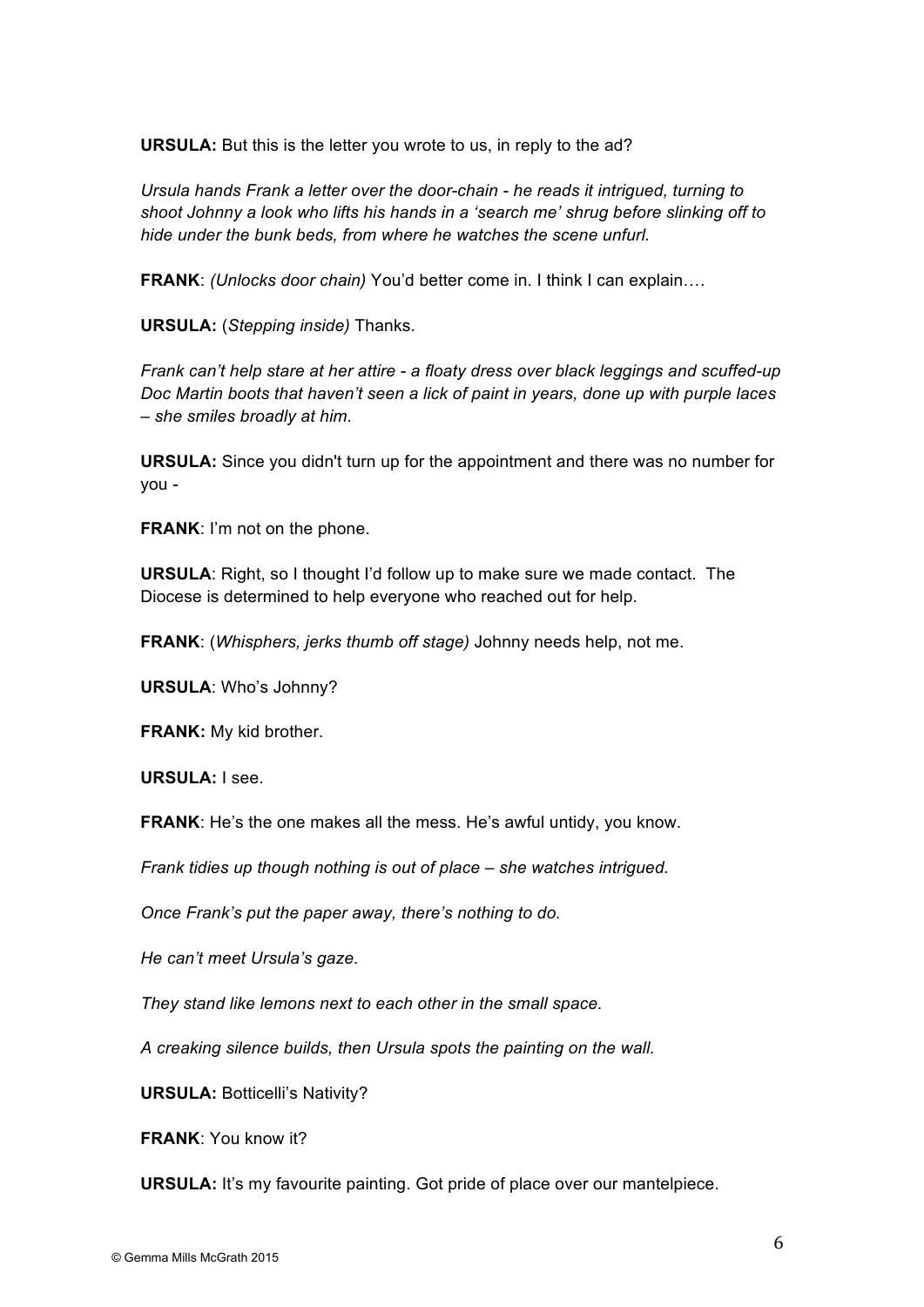**URSULA:** But this is the letter you wrote to us, in reply to the ad?

*Ursula hands Frank a letter over the door-chain - he reads it intrigued, turning to shoot Johnny a look who lifts his hands in a 'search me' shrug before slinking off to hide under the bunk beds, from where he watches the scene unfurl.*

**FRANK**: *(Unlocks door chain)* You'd better come in. I think I can explain….

**URSULA:** (*Stepping inside)* Thanks.

*Frank can't help stare at her attire - a floaty dress over black leggings and scuffed-up Doc Martin boots that haven't seen a lick of paint in years, done up with purple laces – she smiles broadly at him.*

**URSULA:** Since you didn't turn up for the appointment and there was no number for you -

**FRANK**: I'm not on the phone.

**URSULA**: Right, so I thought I'd follow up to make sure we made contact. The Diocese is determined to help everyone who reached out for help.

**FRANK**: (*Whispers, jerks thumb off stage)* Johnny needs help, not me.

**URSULA**: Who's Johnny?

**FRANK:** My kid brother.

**URSULA:** I see.

**FRANK**: He's the one makes all the mess. He's awful untidy, you know.

*Frank tidies up though nothing is out of place – she watches intrigued.*

*Once Frank's put the paper away, there's nothing to do.*

*He can't meet Ursula's gaze.*

*They stand like lemons next to each other in the small space.*

*A creaking silence builds, then Ursula spots the painting on the wall.*

**URSULA:** Botticelli's Nativity?

**FRANK**: You know it?

**URSULA:** It's my favourite painting. Got pride of place over our mantelpiece.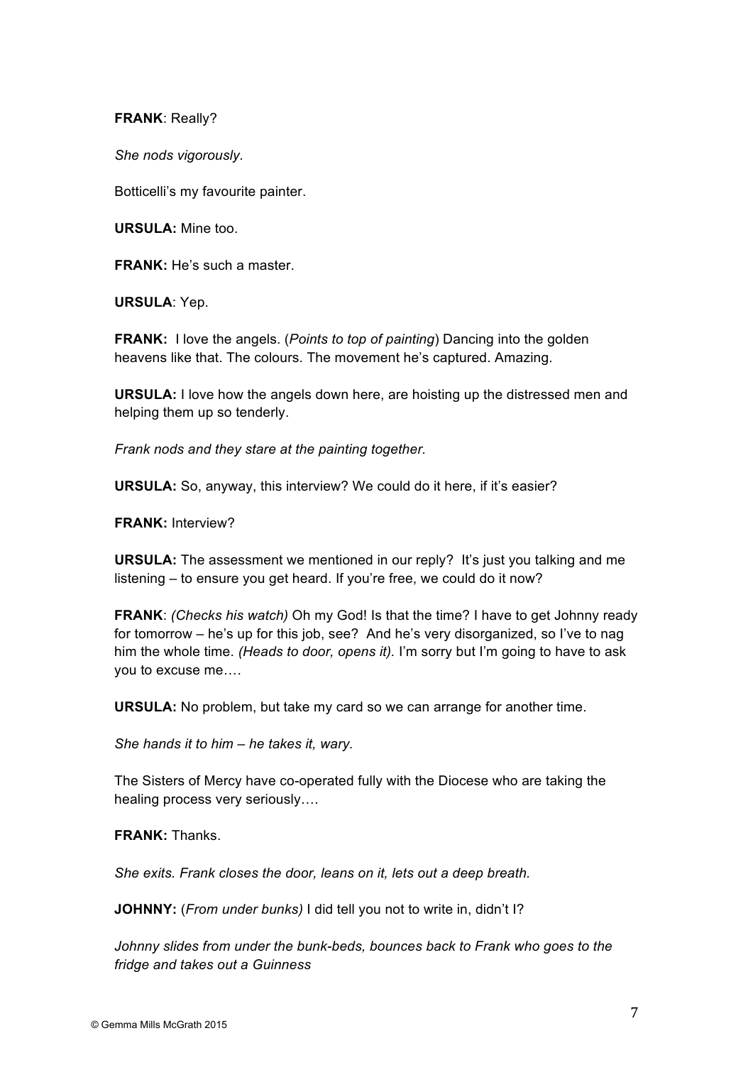**FRANK**: Really?

*She nods vigorously.*

Botticelli's my favourite painter.

**URSULA:** Mine too.

**FRANK:** He's such a master.

**URSULA**: Yep.

**FRANK:** I love the angels. (*Points to top of painting*) Dancing into the golden heavens like that. The colours. The movement he's captured. Amazing.

**URSULA:** I love how the angels down here, are hoisting up the distressed men and helping them up so tenderly.

*Frank nods and they stare at the painting together.*

**URSULA:** So, anyway, this interview? We could do it here, if it's easier?

**FRANK:** Interview?

**URSULA:** The assessment we mentioned in our reply? It's just you talking and me listening – to ensure you get heard. If you're free, we could do it now?

**FRANK**: *(Checks his watch)* Oh my God! Is that the time? I have to get Johnny ready for tomorrow – he's up for this job, see? And he's very disorganized, so I've to nag him the whole time. *(Heads to door, opens it).* I'm sorry but I'm going to have to ask you to excuse me….

**URSULA:** No problem, but take my card so we can arrange for another time.

*She hands it to him – he takes it, wary.*

The Sisters of Mercy have co-operated fully with the Diocese who are taking the healing process very seriously….

**FRANK:** Thanks.

*She exits. Frank closes the door, leans on it, lets out a deep breath.*

**JOHNNY:** (*From under bunks)* I did tell you not to write in, didn't I?

*Johnny slides from under the bunk-beds, bounces back to Frank who goes to the fridge and takes out a Guinness*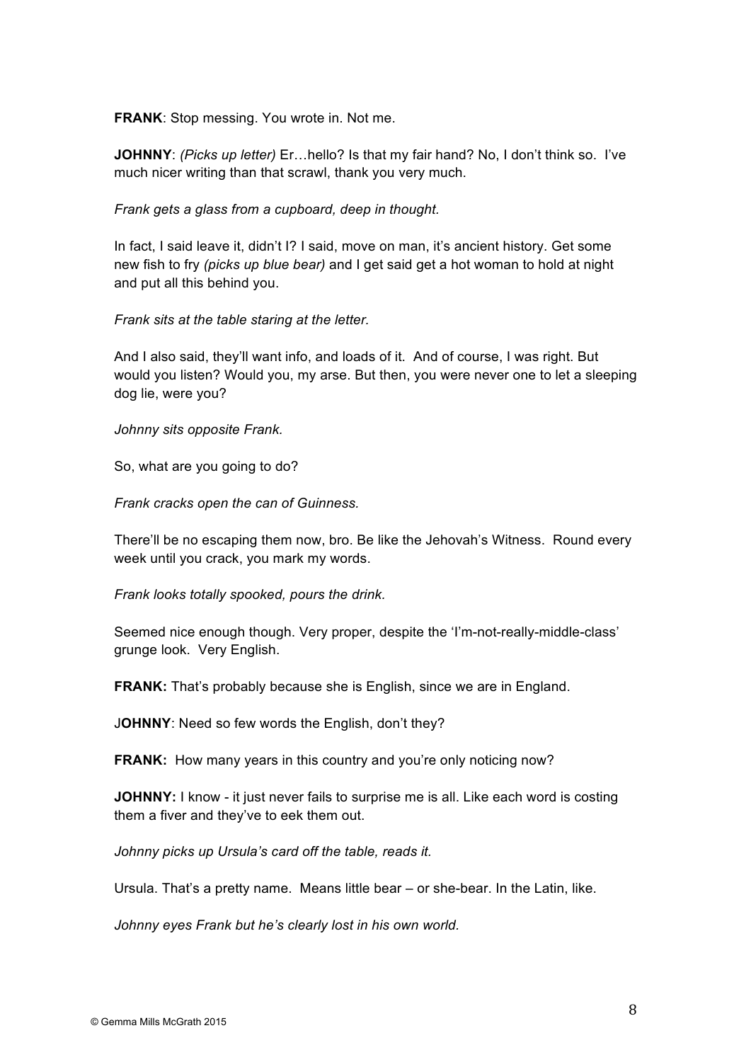**FRANK**: Stop messing. You wrote in. Not me.

**JOHNNY**: *(Picks up letter)* Er…hello? Is that my fair hand? No, I don't think so. I've much nicer writing than that scrawl, thank you very much.

*Frank gets a glass from a cupboard, deep in thought.*

In fact, I said leave it, didn't I? I said, move on man, it's ancient history. Get some new fish to fry *(picks up blue bear)* and I get said get a hot woman to hold at night and put all this behind you.

*Frank sits at the table staring at the letter.*

And I also said, they'll want info, and loads of it. And of course, I was right. But would you listen? Would you, my arse. But then, you were never one to let a sleeping dog lie, were you?

*Johnny sits opposite Frank.*

So, what are you going to do?

*Frank cracks open the can of Guinness.*

There'll be no escaping them now, bro. Be like the Jehovah's Witness. Round every week until you crack, you mark my words.

*Frank looks totally spooked, pours the drink.*

Seemed nice enough though. Very proper, despite the 'I'm-not-really-middle-class' grunge look. Very English.

**FRANK:** That's probably because she is English, since we are in England.

J**OHNNY**: Need so few words the English, don't they?

**FRANK:** How many years in this country and you're only noticing now?

**JOHNNY:** I know - it just never fails to surprise me is all. Like each word is costing them a fiver and they've to eek them out.

*Johnny picks up Ursula's card off the table, reads it.*

Ursula. That's a pretty name. Means little bear – or she-bear. In the Latin, like.

*Johnny eyes Frank but he's clearly lost in his own world.*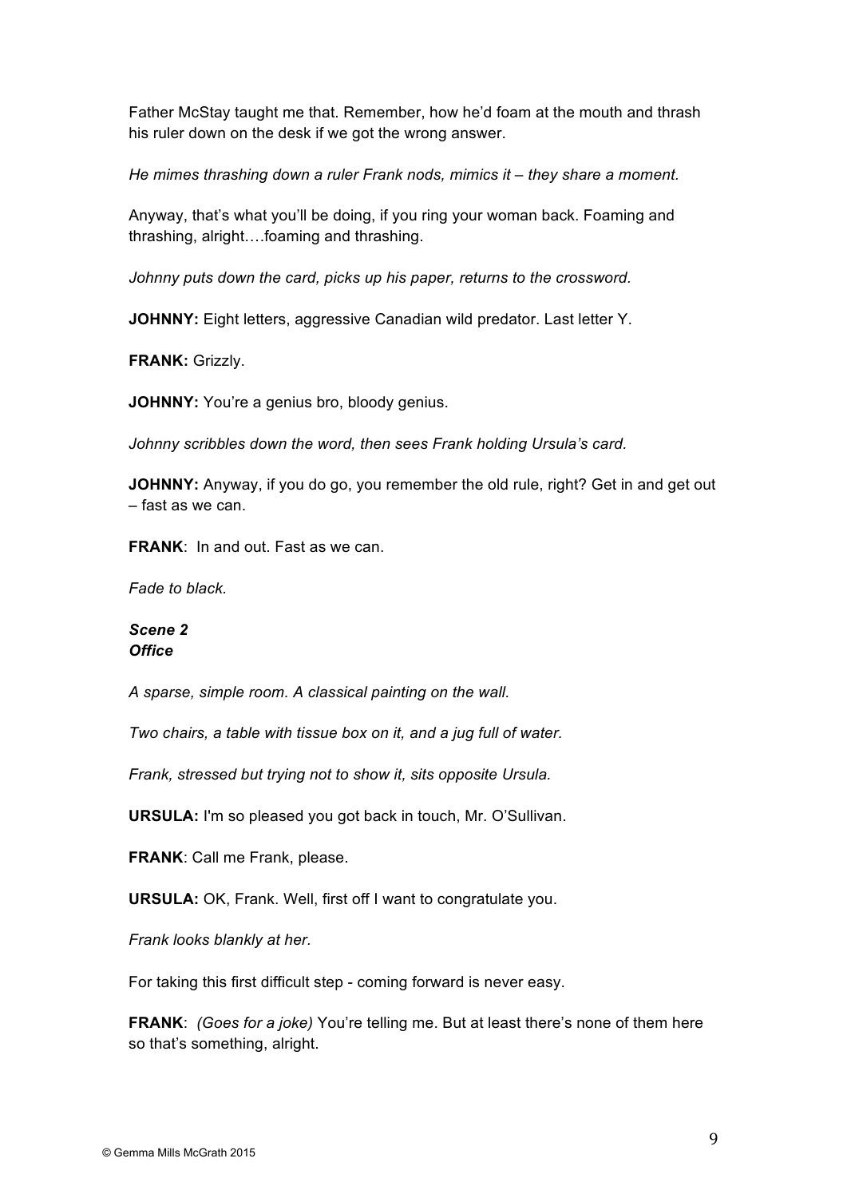Father McStay taught me that. Remember, how he'd foam at the mouth and thrash his ruler down on the desk if we got the wrong answer.

*He mimes thrashing down a ruler Frank nods, mimics it – they share a moment.*

Anyway, that's what you'll be doing, if you ring your woman back. Foaming and thrashing, alright….foaming and thrashing.

*Johnny puts down the card, picks up his paper, returns to the crossword.*

**JOHNNY:** Eight letters, aggressive Canadian wild predator. Last letter Y.

**FRANK:** Grizzly.

**JOHNNY:** You're a genius bro, bloody genius.

*Johnny scribbles down the word, then sees Frank holding Ursula's card.*

**JOHNNY:** Anyway, if you do go, you remember the old rule, right? Get in and get out – fast as we can.

**FRANK**: In and out. Fast as we can.

*Fade to black.*

***Scene 2***
***Office***

*A sparse, simple room. A classical painting on the wall.*

*Two chairs, a table with tissue box on it, and a jug full of water.*

*Frank, stressed but trying not to show it, sits opposite Ursula.*

**URSULA:** I'm so pleased you got back in touch, Mr. O'Sullivan.

**FRANK**: Call me Frank, please.

**URSULA:** OK, Frank. Well, first off I want to congratulate you.

*Frank looks blankly at her.*

For taking this first difficult step - coming forward is never easy.

**FRANK**: *(Goes for a joke)* You're telling me. But at least there's none of them here so that's something, alright.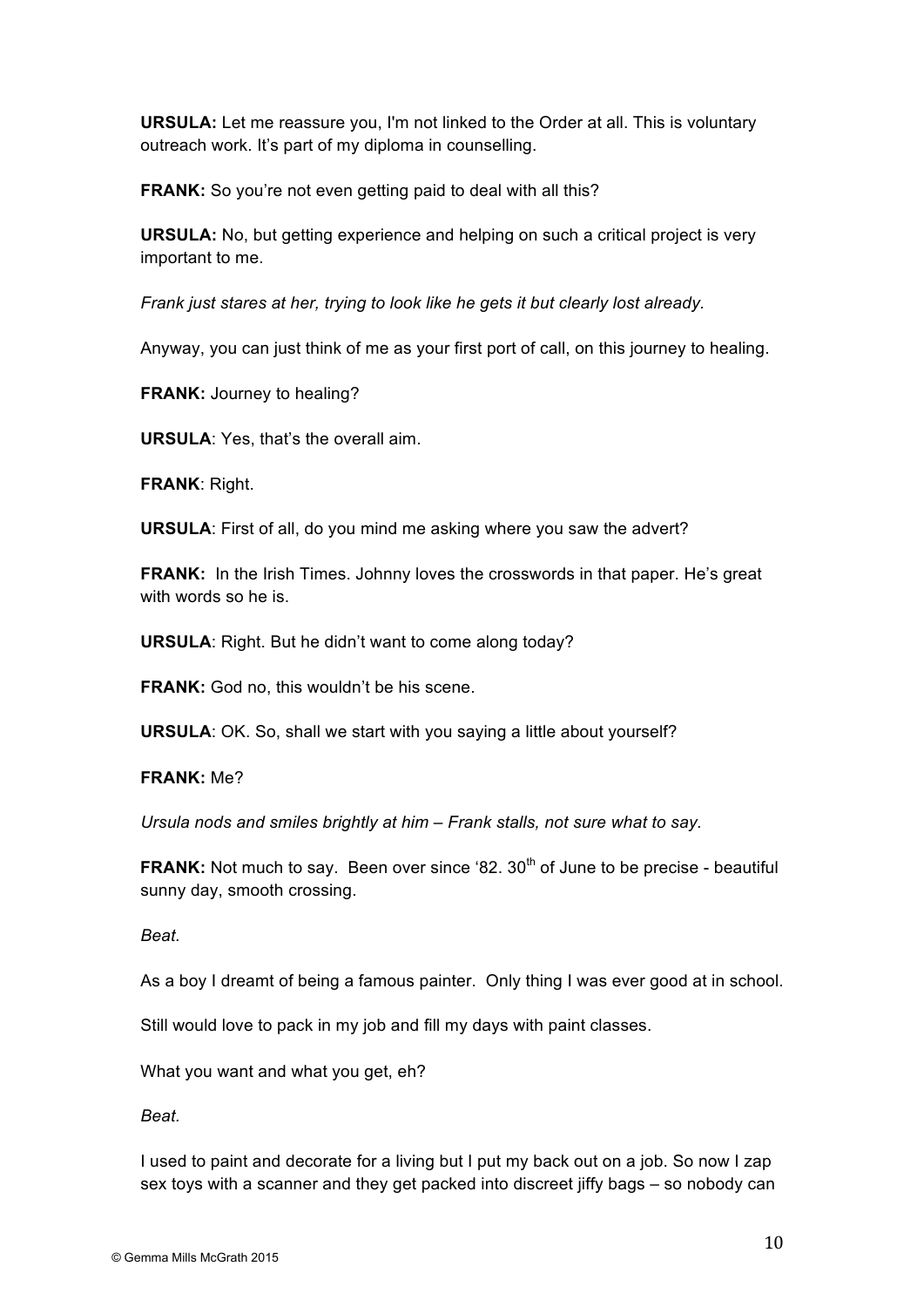**URSULA:** Let me reassure you, I'm not linked to the Order at all. This is voluntary outreach work. It's part of my diploma in counselling.

**FRANK:** So you're not even getting paid to deal with all this?

**URSULA:** No, but getting experience and helping on such a critical project is very important to me.

*Frank just stares at her, trying to look like he gets it but clearly lost already.*

Anyway, you can just think of me as your first port of call, on this journey to healing.

**FRANK:** Journey to healing?

**URSULA**: Yes, that's the overall aim.

**FRANK**: Right.

**URSULA**: First of all, do you mind me asking where you saw the advert?

**FRANK:** In the Irish Times. Johnny loves the crosswords in that paper. He's great with words so he is.

**URSULA**: Right. But he didn't want to come along today?

**FRANK:** God no, this wouldn't be his scene.

**URSULA**: OK. So, shall we start with you saying a little about yourself?

**FRANK:** Me?

*Ursula nods and smiles brightly at him – Frank stalls, not sure what to say.*

**FRANK:** Not much to say. Been over since '82. 30th of June to be precise - beautiful sunny day, smooth crossing.

*Beat.*

As a boy I dreamt of being a famous painter. Only thing I was ever good at in school.

Still would love to pack in my job and fill my days with paint classes.

What you want and what you get, eh?

*Beat.*

I used to paint and decorate for a living but I put my back out on a job. So now I zap sex toys with a scanner and they get packed into discreet jiffy bags – so nobody can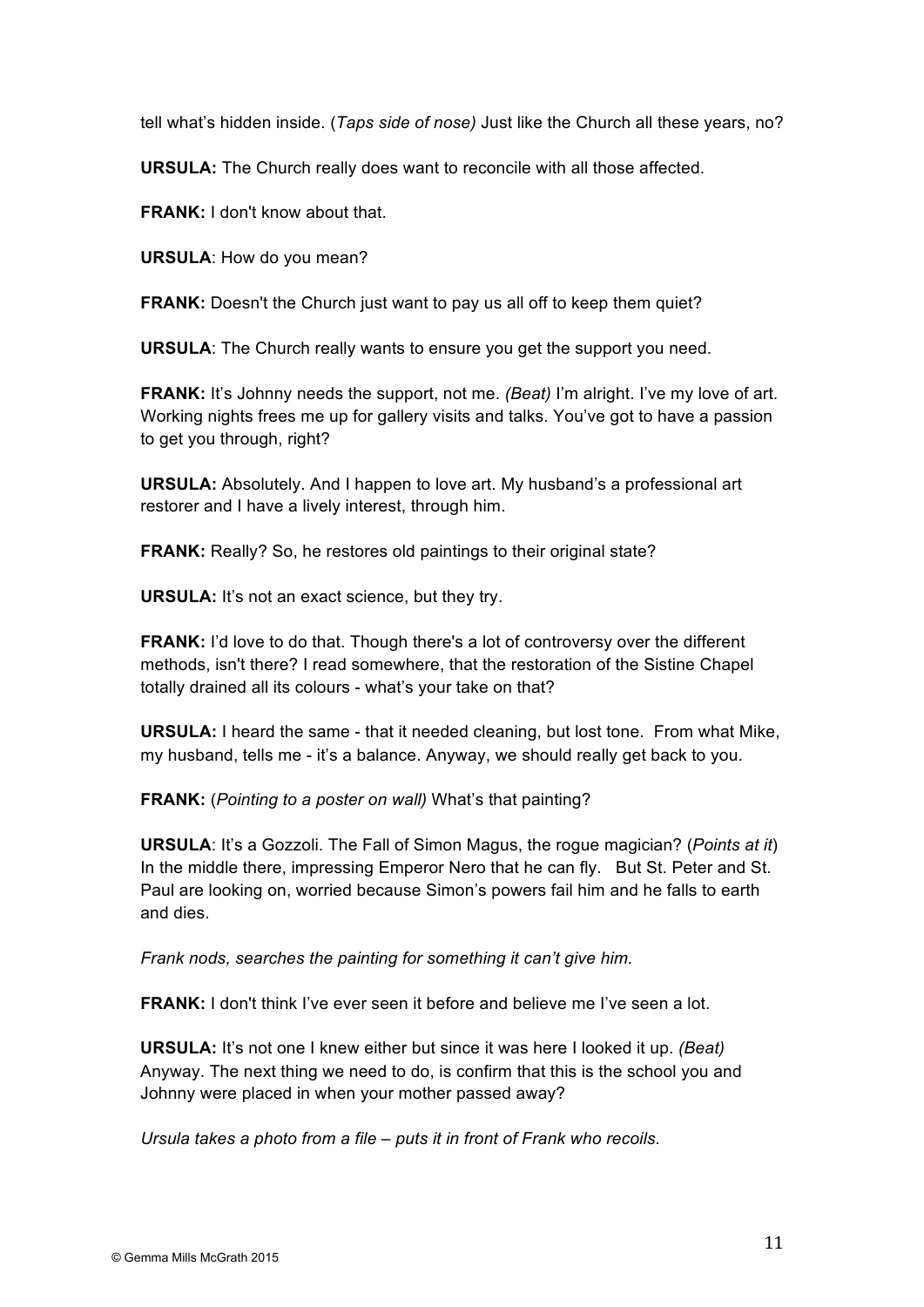tell what's hidden inside. (*Taps side of nose)* Just like the Church all these years, no?

**URSULA:** The Church really does want to reconcile with all those affected.

**FRANK:** I don't know about that.

**URSULA**: How do you mean?

**FRANK:** Doesn't the Church just want to pay us all off to keep them quiet?

**URSULA**: The Church really wants to ensure you get the support you need.

**FRANK:** It's Johnny needs the support, not me. *(Beat)* I'm alright. I've my love of art. Working nights frees me up for gallery visits and talks. You've got to have a passion to get you through, right?

**URSULA:** Absolutely. And I happen to love art. My husband's a professional art restorer and I have a lively interest, through him.

**FRANK:** Really? So, he restores old paintings to their original state?

**URSULA:** It's not an exact science, but they try.

**FRANK:** I'd love to do that. Though there's a lot of controversy over the different methods, isn't there? I read somewhere, that the restoration of the Sistine Chapel totally drained all its colours - what's your take on that?

**URSULA:** I heard the same - that it needed cleaning, but lost tone. From what Mike, my husband, tells me - it's a balance. Anyway, we should really get back to you.

**FRANK:** (*Pointing to a poster on wall)* What's that painting?

**URSULA**: It's a Gozzoli. The Fall of Simon Magus, the rogue magician? (*Points at it*) In the middle there, impressing Emperor Nero that he can fly. But St. Peter and St. Paul are looking on, worried because Simon's powers fail him and he falls to earth and dies.

*Frank nods, searches the painting for something it can't give him.*

**FRANK:** I don't think I've ever seen it before and believe me I've seen a lot.

**URSULA:** It's not one I knew either but since it was here I looked it up. *(Beat)* Anyway. The next thing we need to do, is confirm that this is the school you and Johnny were placed in when your mother passed away?

*Ursula takes a photo from a file – puts it in front of Frank who recoils.*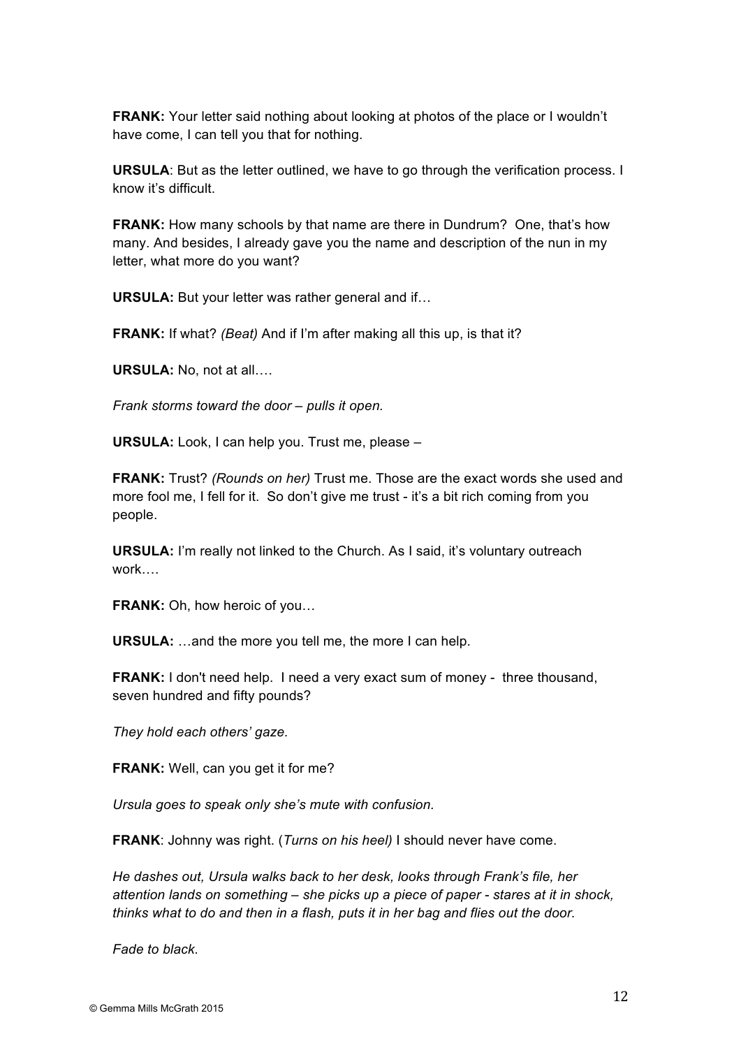**FRANK:** Your letter said nothing about looking at photos of the place or I wouldn't have come, I can tell you that for nothing.

**URSULA**: But as the letter outlined, we have to go through the verification process. I know it's difficult.

**FRANK:** How many schools by that name are there in Dundrum? One, that's how many. And besides, I already gave you the name and description of the nun in my letter, what more do you want?

**URSULA:** But your letter was rather general and if…

**FRANK:** If what? *(Beat)* And if I'm after making all this up, is that it?

**URSULA:** No, not at all….

*Frank storms toward the door – pulls it open.*

**URSULA:** Look, I can help you. Trust me, please –

**FRANK:** Trust? *(Rounds on her)* Trust me. Those are the exact words she used and more fool me, I fell for it. So don't give me trust - it's a bit rich coming from you people.

**URSULA:** I'm really not linked to the Church. As I said, it's voluntary outreach work….

**FRANK:** Oh, how heroic of you…

**URSULA:** …and the more you tell me, the more I can help.

**FRANK:** I don't need help. I need a very exact sum of money - three thousand, seven hundred and fifty pounds?

*They hold each others' gaze.*

**FRANK:** Well, can you get it for me?

*Ursula goes to speak only she's mute with confusion.*

**FRANK**: Johnny was right. (*Turns on his heel)* I should never have come.

*He dashes out, Ursula walks back to her desk, looks through Frank's file, her attention lands on something – she picks up a piece of paper - stares at it in shock, thinks what to do and then in a flash, puts it in her bag and flies out the door.*

*Fade to black.*

© Gemma Mills McGrath 2015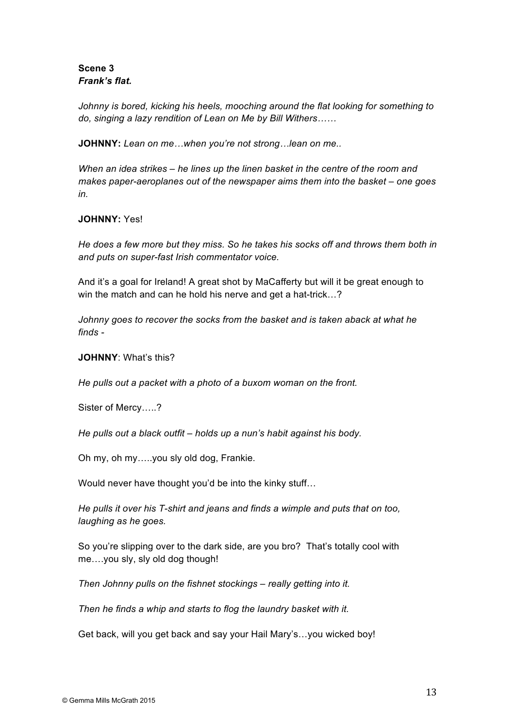**Scene 3**
***Frank's flat.***

*Johnny is bored, kicking his heels, mooching around the flat looking for something to do, singing a lazy rendition of Lean on Me by Bill Withers……*

**JOHNNY:** *Lean on me…when you're not strong….lean on me..*

*When an idea strikes – he lines up the linen basket in the centre of the room and makes paper-aeroplanes out of the newspaper aims them into the basket – one goes in.*

**JOHNNY:** Yes!

*He does a few more but they miss. So he takes his socks off and throws them both in and puts on super-fast Irish commentator voice.*

And it's a goal for Ireland! A great shot by MaCafferty but will it be great enough to win the match and can he hold his nerve and get a hat-trick…?

*Johnny goes to recover the socks from the basket and is taken aback at what he finds -*

**JOHNNY**: What's this?

*He pulls out a packet with a photo of a buxom woman on the front.*

Sister of Mercy…..?

*He pulls out a black outfit – holds up a nun's habit against his body.*

Oh my, oh my…..you sly old dog, Frankie.

Would never have thought you'd be into the kinky stuff…

*He pulls it over his T-shirt and jeans and finds a wimple and puts that on too, laughing as he goes.*

So you're slipping over to the dark side, are you bro? That's totally cool with me….you sly, sly old dog though!

*Then Johnny pulls on the fishnet stockings – really getting into it.*

*Then he finds a whip and starts to flog the laundry basket with it.*

Get back, will you get back and say your Hail Mary's…you wicked boy!

© Gemma Mills McGrath 2015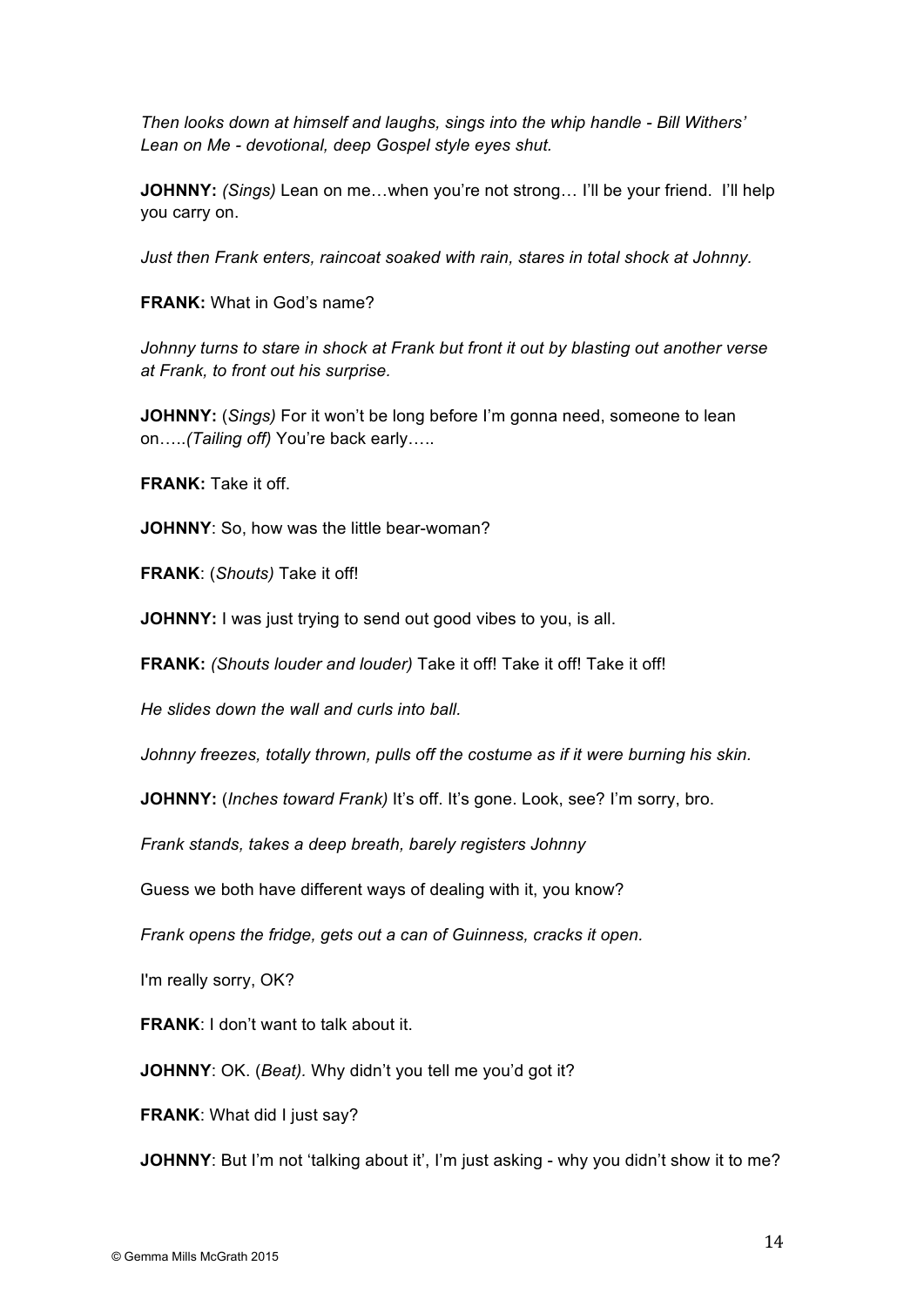*Then looks down at himself and laughs, sings into the whip handle - Bill Withers' Lean on Me - devotional, deep Gospel style eyes shut.*

**JOHNNY:** *(Sings)* Lean on me…when you're not strong… I'll be your friend. I'll help you carry on.

*Just then Frank enters, raincoat soaked with rain, stares in total shock at Johnny.*

**FRANK:** What in God's name?

*Johnny turns to stare in shock at Frank but front it out by blasting out another verse at Frank, to front out his surprise.*

**JOHNNY:** (*Sings)* For it won't be long before I'm gonna need, someone to lean on…..*(Tailing off)* You're back early…..

**FRANK:** Take it off.

**JOHNNY**: So, how was the little bear-woman?

**FRANK**: (*Shouts)* Take it off!

**JOHNNY:** I was just trying to send out good vibes to you, is all.

**FRANK:** *(Shouts louder and louder)* Take it off! Take it off! Take it off!

*He slides down the wall and curls into ball.*

*Johnny freezes, totally thrown, pulls off the costume as if it were burning his skin.*

**JOHNNY:** (*Inches toward Frank)* It's off. It's gone. Look, see? I'm sorry, bro.

*Frank stands, takes a deep breath, barely registers Johnny*

Guess we both have different ways of dealing with it, you know?

*Frank opens the fridge, gets out a can of Guinness, cracks it open.*

I'm really sorry, OK?

**FRANK**: I don't want to talk about it.

**JOHNNY**: OK. (*Beat).* Why didn't you tell me you'd got it?

**FRANK**: What did I just say?

**JOHNNY**: But I'm not 'talking about it', I'm just asking - why you didn't show it to me?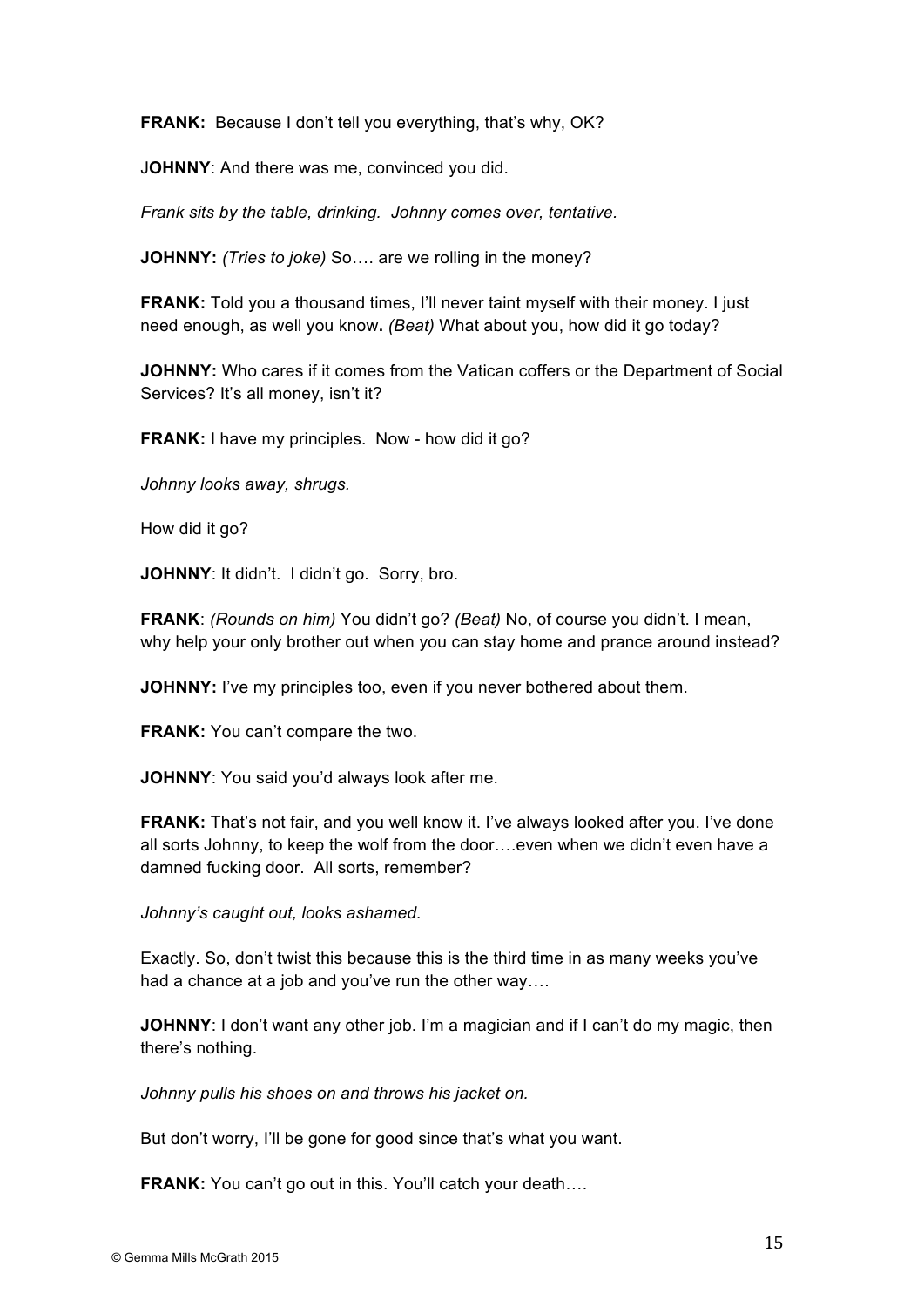**FRANK:** Because I don't tell you everything, that's why, OK?

J**OHNNY**: And there was me, convinced you did.

*Frank sits by the table, drinking. Johnny comes over, tentative.*

**JOHNNY:** *(Tries to joke)* So…. are we rolling in the money?

**FRANK:** Told you a thousand times, I'll never taint myself with their money. I just need enough, as well you know**.** *(Beat)* What about you, how did it go today?

**JOHNNY:** Who cares if it comes from the Vatican coffers or the Department of Social Services? It's all money, isn't it?

**FRANK:** I have my principles. Now - how did it go?

*Johnny looks away, shrugs.*

How did it go?

**JOHNNY**: It didn't. I didn't go. Sorry, bro.

**FRANK**: *(Rounds on him)* You didn't go? *(Beat)* No, of course you didn't. I mean, why help your only brother out when you can stay home and prance around instead?

**JOHNNY:** I've my principles too, even if you never bothered about them.

**FRANK:** You can't compare the two.

**JOHNNY**: You said you'd always look after me.

**FRANK:** That's not fair, and you well know it. I've always looked after you. I've done all sorts Johnny, to keep the wolf from the door….even when we didn't even have a damned fucking door. All sorts, remember?

*Johnny's caught out, looks ashamed.*

Exactly. So, don't twist this because this is the third time in as many weeks you've had a chance at a job and you've run the other way….

**JOHNNY**: I don't want any other job. I'm a magician and if I can't do my magic, then there's nothing.

*Johnny pulls his shoes on and throws his jacket on.*

But don't worry, I'll be gone for good since that's what you want.

**FRANK:** You can't go out in this. You'll catch your death….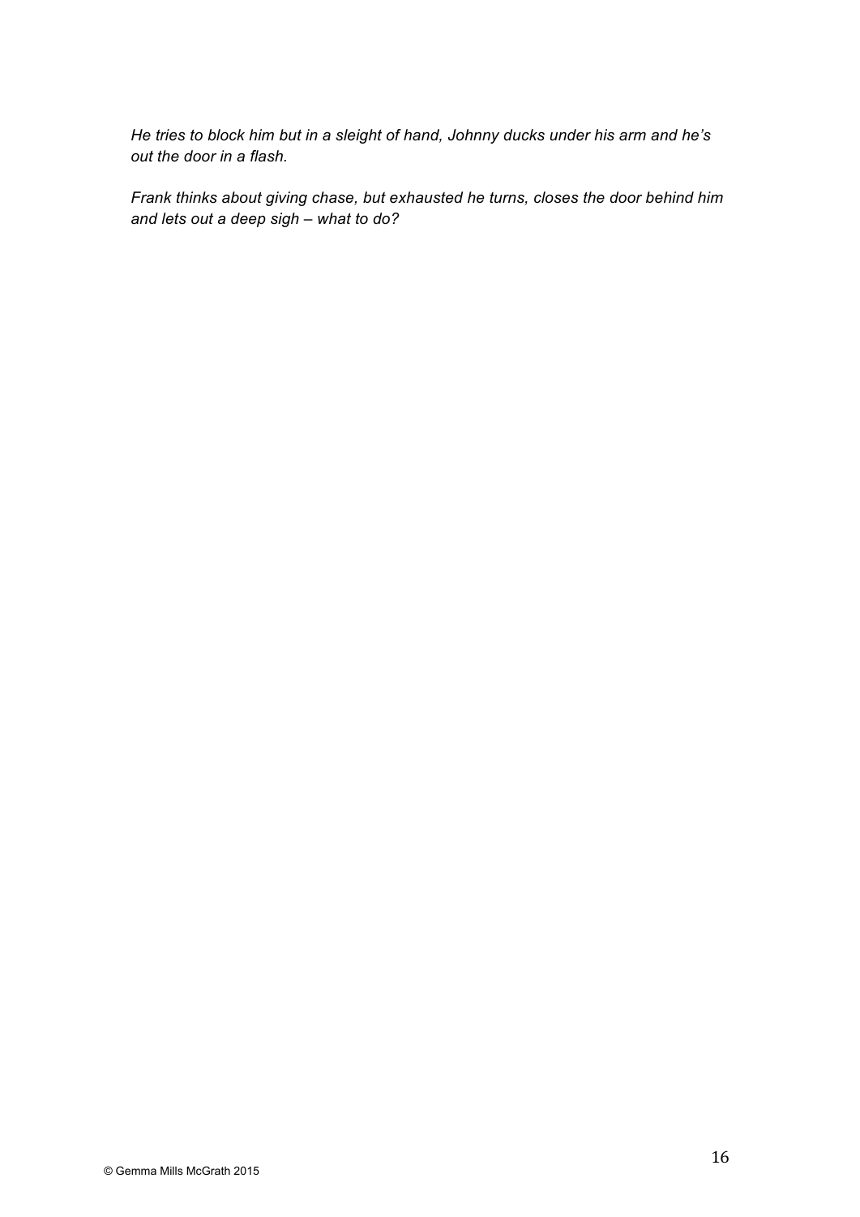*He tries to block him but in a sleight of hand, Johnny ducks under his arm and he's out the door in a flash.*

*Frank thinks about giving chase, but exhausted he turns, closes the door behind him and lets out a deep sigh – what to do?*

© Gemma Mills McGrath 2015